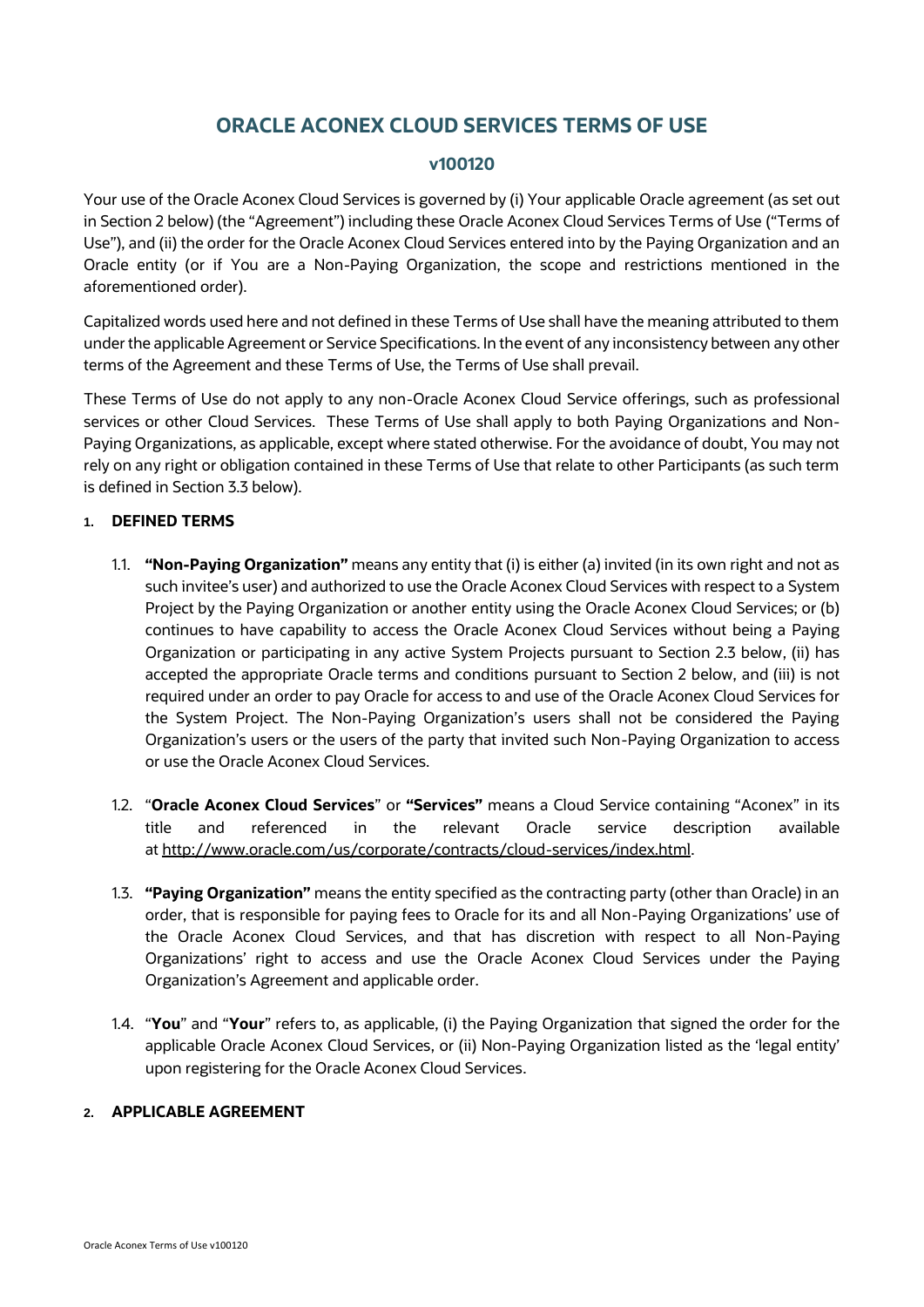# ORACLE ACONEX CLOUD SERVICES TERMS OF USE

## v100120

Your use of the Oracle Aconex Cloud Services is governed by (i) Your applicable Oracle agreement (as set out in Section 2 below) (the "Agreement") including these Oracle Aconex Cloud Services Terms of Use ("Terms of Use"), and (ii) the order for the Oracle Aconex Cloud Services entered into by the Paying Organization and an Oracle entity (or if You are a Non-Paying Organization, the scope and restrictions mentioned in the aforementioned order).

Capitalized words used here and not defined in these Terms of Use shall have the meaning attributed to them under the applicable Agreement or Service Specifications. In the event of any inconsistency between any other terms of the Agreement and these Terms of Use, the Terms of Use shall prevail.

These Terms of Use do not apply to any non-Oracle Aconex Cloud Service offerings, such as professional services or other Cloud Services. These Terms of Use shall apply to both Paying Organizations and Non-Paying Organizations, as applicable, except where stated otherwise. For the avoidance of doubt, You may not rely on any right or obligation contained in these Terms of Use that relate to other Participants (as such term is defined in Section 3.3 below).

### 1. DEFINED TERMS

1.1. **"Non-Paying Organization"** means any entity that (i) is either (a) invited (in its own right and not as such invitee's user) and authorized to use the Oracle Aconex Cloud Services with respect to a System Project by the Paying Organization or another entity using the Oracle Aconex Cloud Services; or (b) continues to have capability to access the Oracle Aconex Cloud Services without being a Paying Organization or participating in any active System Projects pursuant to Section 2.3 below, (ii) has accepted the appropriate Oracle terms and conditions pursuant to Section 2 below, and (iii) is not required under an order to pay Oracle for access to and use of the Oracle Aconex Cloud Services for the System Project. The Non-Paying Organization's users shall not be considered the Paying Organization's users or the users of the party that invited such Non-Paying Organization to access or use the Oracle Aconex Cloud Services.

1.2. "**Oracle Aconex Cloud Services**" or **"Services"** means a Cloud Service containing "Aconex" in its title and referenced in the relevant Oracle service description available at http://www.oracle.com/us/corporate/contracts/cloud-services/index.html.

1.3. **"Paying Organization"** means the entity specified as the contracting party (other than Oracle) in an order, that is responsible for paying fees to Oracle for its and all Non-Paying Organizations' use of the Oracle Aconex Cloud Services, and that has discretion with respect to all Non-Paying Organizations' right to access and use the Oracle Aconex Cloud Services under the Paying Organization's Agreement and applicable order.

1.4. "**You**" and "**Your**" refers to, as applicable, (i) the Paying Organization that signed the order for the applicable Oracle Aconex Cloud Services, or (ii) Non-Paying Organization listed as the 'legal entity' upon registering for the Oracle Aconex Cloud Services.

### 2. APPLICABLE AGREEMENT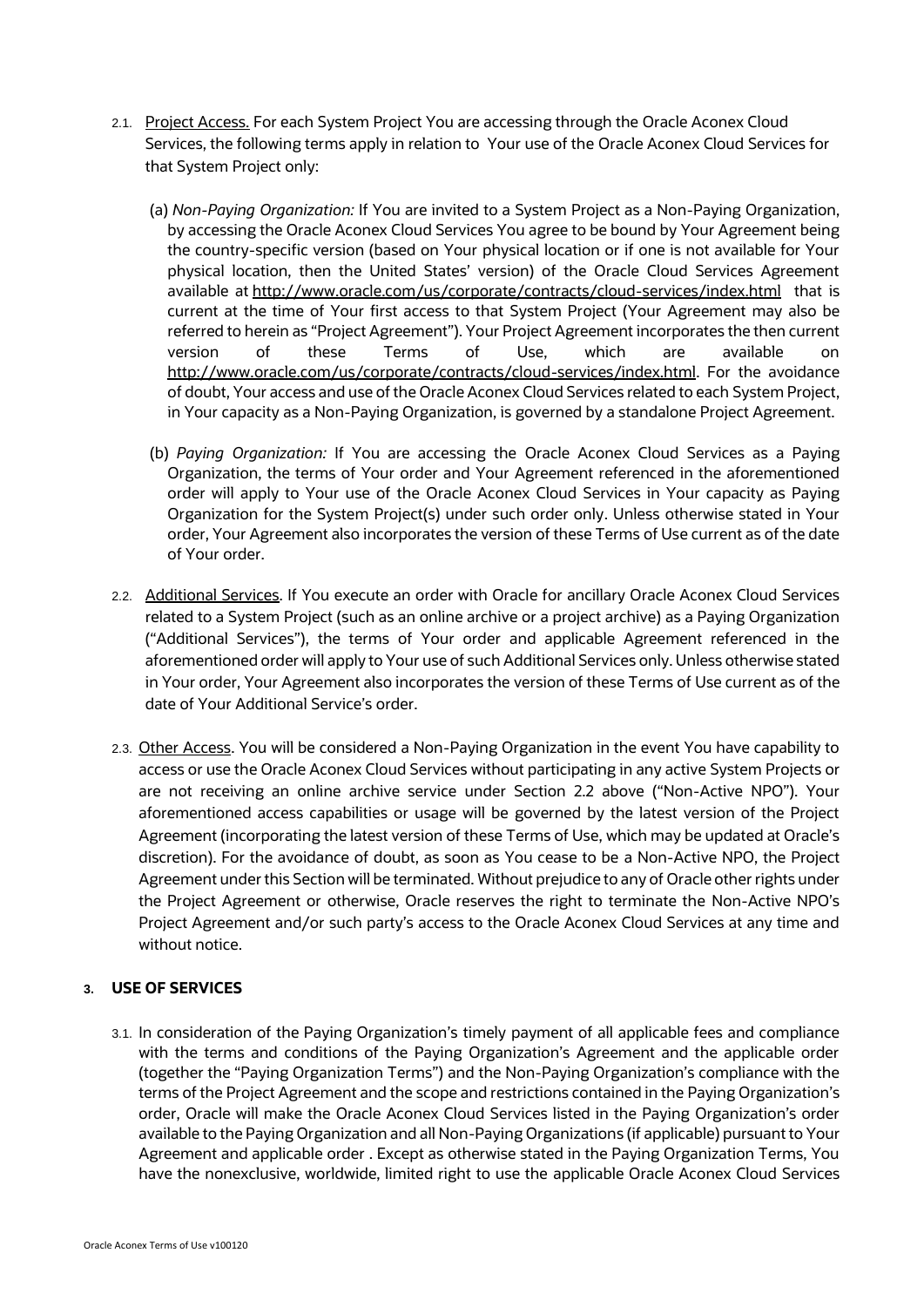2.1. <u>Project Access.</u> For each System Project You are accessing through the Oracle Aconex Cloud Services, the following terms apply in relation to Your use of the Oracle Aconex Cloud Services for that System Project only:

(a) *Non-Paying Organization:* If You are invited to a System Project as a Non-Paying Organization, by accessing the Oracle Aconex Cloud Services You agree to be bound by Your Agreement being the country-specific version (based on Your physical location or if one is not available for Your physical location, then the United States' version) of the Oracle Cloud Services Agreement available at http://www.oracle.com/us/corporate/contracts/cloud-services/index.html that is current at the time of Your first access to that System Project (Your Agreement may also be referred to herein as "Project Agreement"). Your Project Agreement incorporates the then current version of these Terms of Use, which are available on http://www.oracle.com/us/corporate/contracts/cloud-services/index.html. For the avoidance of doubt, Your access and use of the Oracle Aconex Cloud Services related to each System Project, in Your capacity as a Non-Paying Organization, is governed by a standalone Project Agreement.

(b) *Paying Organization:* If You are accessing the Oracle Aconex Cloud Services as a Paying Organization, the terms of Your order and Your Agreement referenced in the aforementioned order will apply to Your use of the Oracle Aconex Cloud Services in Your capacity as Paying Organization for the System Project(s) under such order only. Unless otherwise stated in Your order, Your Agreement also incorporates the version of these Terms of Use current as of the date of Your order.

2.2. <u>Additional Services</u>. If You execute an order with Oracle for ancillary Oracle Aconex Cloud Services related to a System Project (such as an online archive or a project archive) as a Paying Organization ("Additional Services"), the terms of Your order and applicable Agreement referenced in the aforementioned order will apply to Your use of such Additional Services only. Unless otherwise stated in Your order, Your Agreement also incorporates the version of these Terms of Use current as of the date of Your Additional Service's order.

2.3. <u>Other Access</u>. You will be considered a Non-Paying Organization in the event You have capability to access or use the Oracle Aconex Cloud Services without participating in any active System Projects or are not receiving an online archive service under Section 2.2 above ("Non-Active NPO"). Your aforementioned access capabilities or usage will be governed by the latest version of the Project Agreement (incorporating the latest version of these Terms of Use, which may be updated at Oracle's discretion). For the avoidance of doubt, as soon as You cease to be a Non-Active NPO, the Project Agreement under this Section will be terminated. Without prejudice to any of Oracle other rights under the Project Agreement or otherwise, Oracle reserves the right to terminate the Non-Active NPO's Project Agreement and/or such party's access to the Oracle Aconex Cloud Services at any time and without notice.

## 3. USE OF SERVICES

3.1. In consideration of the Paying Organization's timely payment of all applicable fees and compliance with the terms and conditions of the Paying Organization's Agreement and the applicable order (together the "Paying Organization Terms") and the Non-Paying Organization's compliance with the terms of the Project Agreement and the scope and restrictions contained in the Paying Organization's order, Oracle will make the Oracle Aconex Cloud Services listed in the Paying Organization's order available to the Paying Organization and all Non-Paying Organizations (if applicable) pursuant to Your Agreement and applicable order . Except as otherwise stated in the Paying Organization Terms, You have the nonexclusive, worldwide, limited right to use the applicable Oracle Aconex Cloud Services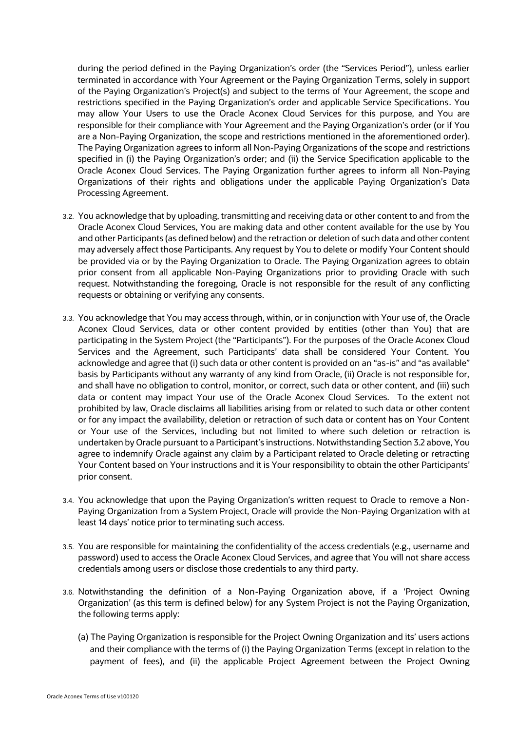during the period defined in the Paying Organization's order (the "Services Period"), unless earlier terminated in accordance with Your Agreement or the Paying Organization Terms, solely in support of the Paying Organization's Project(s) and subject to the terms of Your Agreement, the scope and restrictions specified in the Paying Organization's order and applicable Service Specifications. You may allow Your Users to use the Oracle Aconex Cloud Services for this purpose, and You are responsible for their compliance with Your Agreement and the Paying Organization's order (or if You are a Non-Paying Organization, the scope and restrictions mentioned in the aforementioned order). The Paying Organization agrees to inform all Non-Paying Organizations of the scope and restrictions specified in (i) the Paying Organization's order; and (ii) the Service Specification applicable to the Oracle Aconex Cloud Services. The Paying Organization further agrees to inform all Non-Paying Organizations of their rights and obligations under the applicable Paying Organization's Data Processing Agreement.

3.2. You acknowledge that by uploading, transmitting and receiving data or other content to and from the Oracle Aconex Cloud Services, You are making data and other content available for the use by You and other Participants (as defined below) and the retraction or deletion of such data and other content may adversely affect those Participants. Any request by You to delete or modify Your Content should be provided via or by the Paying Organization to Oracle. The Paying Organization agrees to obtain prior consent from all applicable Non-Paying Organizations prior to providing Oracle with such request. Notwithstanding the foregoing, Oracle is not responsible for the result of any conflicting requests or obtaining or verifying any consents.

3.3. You acknowledge that You may access through, within, or in conjunction with Your use of, the Oracle Aconex Cloud Services, data or other content provided by entities (other than You) that are participating in the System Project (the "Participants"). For the purposes of the Oracle Aconex Cloud Services and the Agreement, such Participants' data shall be considered Your Content. You acknowledge and agree that (i) such data or other content is provided on an "as-is" and "as available" basis by Participants without any warranty of any kind from Oracle, (ii) Oracle is not responsible for, and shall have no obligation to control, monitor, or correct, such data or other content, and (iii) such data or content may impact Your use of the Oracle Aconex Cloud Services. To the extent not prohibited by law, Oracle disclaims all liabilities arising from or related to such data or other content or for any impact the availability, deletion or retraction of such data or content has on Your Content or Your use of the Services, including but not limited to where such deletion or retraction is undertaken by Oracle pursuant to a Participant's instructions. Notwithstanding Section 3.2 above, You agree to indemnify Oracle against any claim by a Participant related to Oracle deleting or retracting Your Content based on Your instructions and it is Your responsibility to obtain the other Participants' prior consent.

3.4. You acknowledge that upon the Paying Organization's written request to Oracle to remove a Non-Paying Organization from a System Project, Oracle will provide the Non-Paying Organization with at least 14 days' notice prior to terminating such access.

3.5. You are responsible for maintaining the confidentiality of the access credentials (e.g., username and password) used to access the Oracle Aconex Cloud Services, and agree that You will not share access credentials among users or disclose those credentials to any third party.

3.6. Notwithstanding the definition of a Non-Paying Organization above, if a 'Project Owning Organization' (as this term is defined below) for any System Project is not the Paying Organization, the following terms apply:

(a) The Paying Organization is responsible for the Project Owning Organization and its' users actions and their compliance with the terms of (i) the Paying Organization Terms (except in relation to the payment of fees), and (ii) the applicable Project Agreement between the Project Owning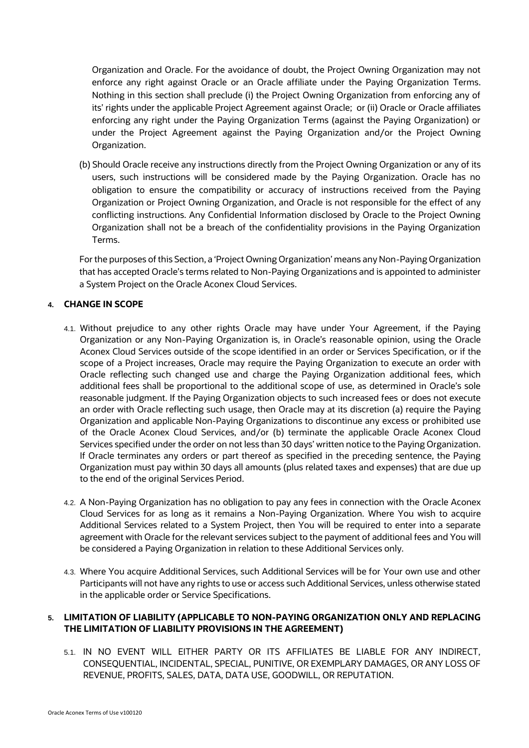Organization and Oracle. For the avoidance of doubt, the Project Owning Organization may not enforce any right against Oracle or an Oracle affiliate under the Paying Organization Terms. Nothing in this section shall preclude (i) the Project Owning Organization from enforcing any of its' rights under the applicable Project Agreement against Oracle; or (ii) Oracle or Oracle affiliates enforcing any right under the Paying Organization Terms (against the Paying Organization) or under the Project Agreement against the Paying Organization and/or the Project Owning Organization.

(b) Should Oracle receive any instructions directly from the Project Owning Organization or any of its users, such instructions will be considered made by the Paying Organization. Oracle has no obligation to ensure the compatibility or accuracy of instructions received from the Paying Organization or Project Owning Organization, and Oracle is not responsible for the effect of any conflicting instructions. Any Confidential Information disclosed by Oracle to the Project Owning Organization shall not be a breach of the confidentiality provisions in the Paying Organization Terms.

For the purposes of this Section, a 'Project Owning Organization' means any Non-Paying Organization that has accepted Oracle's terms related to Non-Paying Organizations and is appointed to administer a System Project on the Oracle Aconex Cloud Services.

## 4. CHANGE IN SCOPE

4.1. Without prejudice to any other rights Oracle may have under Your Agreement, if the Paying Organization or any Non-Paying Organization is, in Oracle's reasonable opinion, using the Oracle Aconex Cloud Services outside of the scope identified in an order or Services Specification, or if the scope of a Project increases, Oracle may require the Paying Organization to execute an order with Oracle reflecting such changed use and charge the Paying Organization additional fees, which additional fees shall be proportional to the additional scope of use, as determined in Oracle's sole reasonable judgment. If the Paying Organization objects to such increased fees or does not execute an order with Oracle reflecting such usage, then Oracle may at its discretion (a) require the Paying Organization and applicable Non-Paying Organizations to discontinue any excess or prohibited use of the Oracle Aconex Cloud Services, and/or (b) terminate the applicable Oracle Aconex Cloud Services specified under the order on not less than 30 days' written notice to the Paying Organization. If Oracle terminates any orders or part thereof as specified in the preceding sentence, the Paying Organization must pay within 30 days all amounts (plus related taxes and expenses) that are due up to the end of the original Services Period.

4.2. A Non-Paying Organization has no obligation to pay any fees in connection with the Oracle Aconex Cloud Services for as long as it remains a Non-Paying Organization. Where You wish to acquire Additional Services related to a System Project, then You will be required to enter into a separate agreement with Oracle for the relevant services subject to the payment of additional fees and You will be considered a Paying Organization in relation to these Additional Services only.

4.3. Where You acquire Additional Services, such Additional Services will be for Your own use and other Participants will not have any rights to use or access such Additional Services, unless otherwise stated in the applicable order or Service Specifications.

## 5. LIMITATION OF LIABILITY (APPLICABLE TO NON-PAYING ORGANIZATION ONLY AND REPLACING THE LIMITATION OF LIABILITY PROVISIONS IN THE AGREEMENT)

5.1. IN NO EVENT WILL EITHER PARTY OR ITS AFFILIATES BE LIABLE FOR ANY INDIRECT, CONSEQUENTIAL, INCIDENTAL, SPECIAL, PUNITIVE, OR EXEMPLARY DAMAGES, OR ANY LOSS OF REVENUE, PROFITS, SALES, DATA, DATA USE, GOODWILL, OR REPUTATION.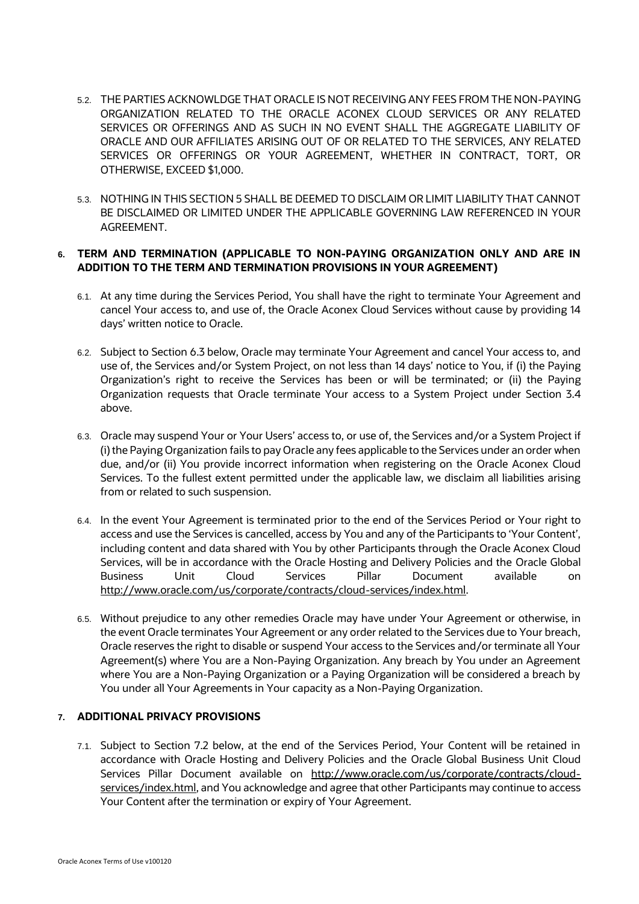5.2. THE PARTIES ACKNOWLDGE THAT ORACLE IS NOT RECEIVING ANY FEES FROM THE NON-PAYING ORGANIZATION RELATED TO THE ORACLE ACONEX CLOUD SERVICES OR ANY RELATED SERVICES OR OFFERINGS AND AS SUCH IN NO EVENT SHALL THE AGGREGATE LIABILITY OF ORACLE AND OUR AFFILIATES ARISING OUT OF OR RELATED TO THE SERVICES, ANY RELATED SERVICES OR OFFERINGS OR YOUR AGREEMENT, WHETHER IN CONTRACT, TORT, OR OTHERWISE, EXCEED $1,000.

5.3. NOTHING IN THIS SECTION 5 SHALL BE DEEMED TO DISCLAIM OR LIMIT LIABILITY THAT CANNOT BE DISCLAIMED OR LIMITED UNDER THE APPLICABLE GOVERNING LAW REFERENCED IN YOUR AGREEMENT.

## 6. TERM AND TERMINATION (APPLICABLE TO NON-PAYING ORGANIZATION ONLY AND ARE IN ADDITION TO THE TERM AND TERMINATION PROVISIONS IN YOUR AGREEMENT)

6.1. At any time during the Services Period, You shall have the right to terminate Your Agreement and cancel Your access to, and use of, the Oracle Aconex Cloud Services without cause by providing 14 days' written notice to Oracle.

6.2. Subject to Section 6.3 below, Oracle may terminate Your Agreement and cancel Your access to, and use of, the Services and/or System Project, on not less than 14 days' notice to You, if (i) the Paying Organization's right to receive the Services has been or will be terminated; or (ii) the Paying Organization requests that Oracle terminate Your access to a System Project under Section 3.4 above.

6.3. Oracle may suspend Your or Your Users' access to, or use of, the Services and/or a System Project if (i) the Paying Organization fails to pay Oracle any fees applicable to the Services under an order when due, and/or (ii) You provide incorrect information when registering on the Oracle Aconex Cloud Services. To the fullest extent permitted under the applicable law, we disclaim all liabilities arising from or related to such suspension.

6.4. In the event Your Agreement is terminated prior to the end of the Services Period or Your right to access and use the Services is cancelled, access by You and any of the Participants to 'Your Content', including content and data shared with You by other Participants through the Oracle Aconex Cloud Services, will be in accordance with the Oracle Hosting and Delivery Policies and the Oracle Global Business Unit Cloud Services Pillar Document available on http://www.oracle.com/us/corporate/contracts/cloud-services/index.html.

6.5. Without prejudice to any other remedies Oracle may have under Your Agreement or otherwise, in the event Oracle terminates Your Agreement or any order related to the Services due to Your breach, Oracle reserves the right to disable or suspend Your access to the Services and/or terminate all Your Agreement(s) where You are a Non-Paying Organization. Any breach by You under an Agreement where You are a Non-Paying Organization or a Paying Organization will be considered a breach by You under all Your Agreements in Your capacity as a Non-Paying Organization.

## 7. ADDITIONAL PRIVACY PROVISIONS

7.1. Subject to Section 7.2 below, at the end of the Services Period, Your Content will be retained in accordance with Oracle Hosting and Delivery Policies and the Oracle Global Business Unit Cloud Services Pillar Document available on http://www.oracle.com/us/corporate/contracts/cloud-services/index.html, and You acknowledge and agree that other Participants may continue to access Your Content after the termination or expiry of Your Agreement.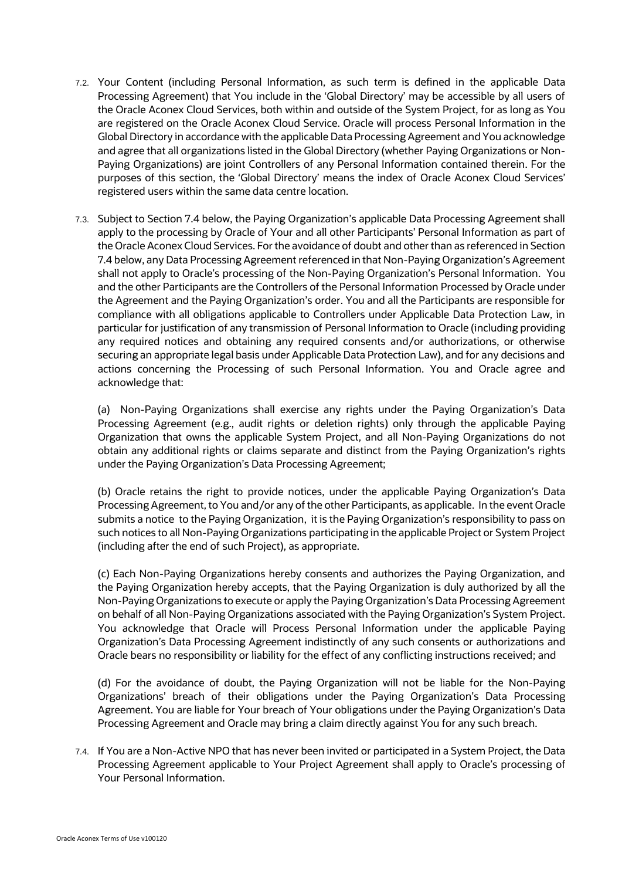7.2. Your Content (including Personal Information, as such term is defined in the applicable Data Processing Agreement) that You include in the 'Global Directory' may be accessible by all users of the Oracle Aconex Cloud Services, both within and outside of the System Project, for as long as You are registered on the Oracle Aconex Cloud Service. Oracle will process Personal Information in the Global Directory in accordance with the applicable Data Processing Agreement and You acknowledge and agree that all organizations listed in the Global Directory (whether Paying Organizations or Non-Paying Organizations) are joint Controllers of any Personal Information contained therein. For the purposes of this section, the 'Global Directory' means the index of Oracle Aconex Cloud Services' registered users within the same data centre location.

7.3. Subject to Section 7.4 below, the Paying Organization's applicable Data Processing Agreement shall apply to the processing by Oracle of Your and all other Participants' Personal Information as part of the Oracle Aconex Cloud Services. For the avoidance of doubt and other than as referenced in Section 7.4 below, any Data Processing Agreement referenced in that Non-Paying Organization's Agreement shall not apply to Oracle's processing of the Non-Paying Organization's Personal Information. You and the other Participants are the Controllers of the Personal Information Processed by Oracle under the Agreement and the Paying Organization's order. You and all the Participants are responsible for compliance with all obligations applicable to Controllers under Applicable Data Protection Law, in particular for justification of any transmission of Personal Information to Oracle (including providing any required notices and obtaining any required consents and/or authorizations, or otherwise securing an appropriate legal basis under Applicable Data Protection Law), and for any decisions and actions concerning the Processing of such Personal Information. You and Oracle agree and acknowledge that:

(a) Non-Paying Organizations shall exercise any rights under the Paying Organization's Data Processing Agreement (e.g., audit rights or deletion rights) only through the applicable Paying Organization that owns the applicable System Project, and all Non-Paying Organizations do not obtain any additional rights or claims separate and distinct from the Paying Organization's rights under the Paying Organization's Data Processing Agreement;

(b) Oracle retains the right to provide notices, under the applicable Paying Organization's Data Processing Agreement, to You and/or any of the other Participants, as applicable. In the event Oracle submits a notice to the Paying Organization, it is the Paying Organization's responsibility to pass on such notices to all Non-Paying Organizations participating in the applicable Project or System Project (including after the end of such Project), as appropriate.

(c) Each Non-Paying Organizations hereby consents and authorizes the Paying Organization, and the Paying Organization hereby accepts, that the Paying Organization is duly authorized by all the Non-Paying Organizations to execute or apply the Paying Organization's Data Processing Agreement on behalf of all Non-Paying Organizations associated with the Paying Organization's System Project. You acknowledge that Oracle will Process Personal Information under the applicable Paying Organization's Data Processing Agreement indistinctly of any such consents or authorizations and Oracle bears no responsibility or liability for the effect of any conflicting instructions received; and

(d) For the avoidance of doubt, the Paying Organization will not be liable for the Non-Paying Organizations' breach of their obligations under the Paying Organization's Data Processing Agreement. You are liable for Your breach of Your obligations under the Paying Organization's Data Processing Agreement and Oracle may bring a claim directly against You for any such breach.

7.4. If You are a Non-Active NPO that has never been invited or participated in a System Project, the Data Processing Agreement applicable to Your Project Agreement shall apply to Oracle's processing of Your Personal Information.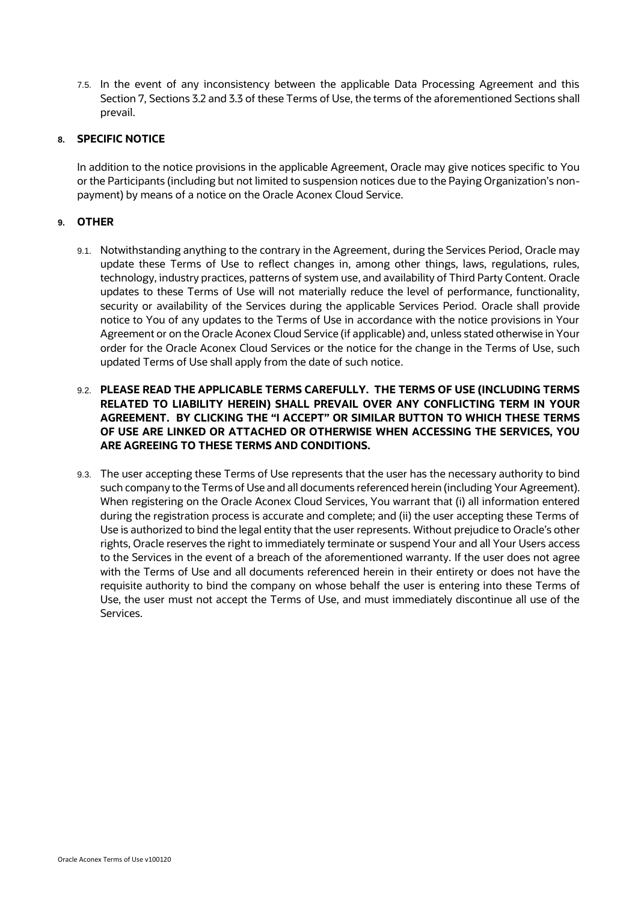7.5. In the event of any inconsistency between the applicable Data Processing Agreement and this Section 7, Sections 3.2 and 3.3 of these Terms of Use, the terms of the aforementioned Sections shall prevail.

## 8. SPECIFIC NOTICE

In addition to the notice provisions in the applicable Agreement, Oracle may give notices specific to You or the Participants (including but not limited to suspension notices due to the Paying Organization's non-payment) by means of a notice on the Oracle Aconex Cloud Service.

## 9. OTHER

9.1. Notwithstanding anything to the contrary in the Agreement, during the Services Period, Oracle may update these Terms of Use to reflect changes in, among other things, laws, regulations, rules, technology, industry practices, patterns of system use, and availability of Third Party Content. Oracle updates to these Terms of Use will not materially reduce the level of performance, functionality, security or availability of the Services during the applicable Services Period. Oracle shall provide notice to You of any updates to the Terms of Use in accordance with the notice provisions in Your Agreement or on the Oracle Aconex Cloud Service (if applicable) and, unless stated otherwise in Your order for the Oracle Aconex Cloud Services or the notice for the change in the Terms of Use, such updated Terms of Use shall apply from the date of such notice.

9.2. **PLEASE READ THE APPLICABLE TERMS CAREFULLY. THE TERMS OF USE (INCLUDING TERMS RELATED TO LIABILITY HEREIN) SHALL PREVAIL OVER ANY CONFLICTING TERM IN YOUR AGREEMENT. BY CLICKING THE "I ACCEPT" OR SIMILAR BUTTON TO WHICH THESE TERMS OF USE ARE LINKED OR ATTACHED OR OTHERWISE WHEN ACCESSING THE SERVICES, YOU ARE AGREEING TO THESE TERMS AND CONDITIONS.**

9.3. The user accepting these Terms of Use represents that the user has the necessary authority to bind such company to the Terms of Use and all documents referenced herein (including Your Agreement). When registering on the Oracle Aconex Cloud Services, You warrant that (i) all information entered during the registration process is accurate and complete; and (ii) the user accepting these Terms of Use is authorized to bind the legal entity that the user represents. Without prejudice to Oracle's other rights, Oracle reserves the right to immediately terminate or suspend Your and all Your Users access to the Services in the event of a breach of the aforementioned warranty. If the user does not agree with the Terms of Use and all documents referenced herein in their entirety or does not have the requisite authority to bind the company on whose behalf the user is entering into these Terms of Use, the user must not accept the Terms of Use, and must immediately discontinue all use of the Services.